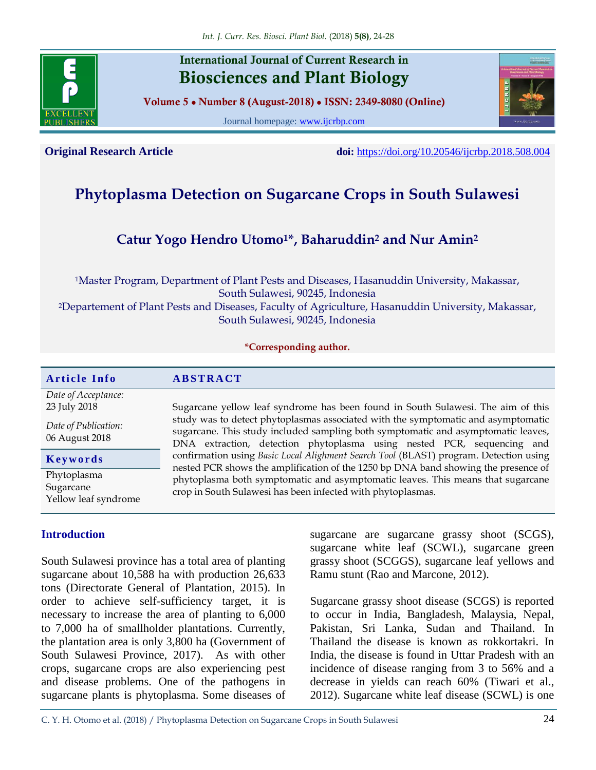**Original Research Article** **doi:** https://doi.org/10.20546/ijcrbp.2018.508.004

# Phytoplasma Detection on Sugarcane Crops in South Sulawesi

## Catur Yogo Hendro Utomo[1]*, Baharuddin[2] and Nur Amin[2]

[1]Master Program, Department of Plant Pests and Diseases, Hasanuddin University, Makassar, South Sulawesi, 90245, Indonesia

[2]Departement of Plant Pests and Diseases, Faculty of Agriculture, Hasanuddin University, Makassar, South Sulawesi, 90245, Indonesia

**\*Corresponding author.**

| Article Info | ABSTRACT |
|---|---|
| *Date of Acceptance:* 23 July 2018<br>*Date of Publication:* 06 August 2018 | Sugarcane yellow leaf syndrome has been found in South Sulawesi. The aim of this study was to detect phytoplasmas associated with the symptomatic and asymptomatic sugarcane. This study included sampling both symptomatic and asymptomatic leaves, DNA extraction, detection phytoplasma using nested PCR, sequencing and confirmation using *Basic Local Alighment Search Tool* (BLAST) program. Detection using nested PCR shows the amplification of the 1250 bp DNA band showing the presence of phytoplasma both symptomatic and asymptomatic leaves. This means that sugarcane crop in South Sulawesi has been infected with phytoplasmas. |
| **Keywords**<br>Phytoplasma<br>Sugarcane<br>Yellow leaf syndrome | |

## Introduction

South Sulawesi province has a total area of planting sugarcane about 10,588 ha with production 26,633 tons (Directorate General of Plantation, 2015). In order to achieve self-sufficiency target, it is necessary to increase the area of planting to 6,000 to 7,000 ha of smallholder plantations. Currently, the plantation area is only 3,800 ha (Government of South Sulawesi Province, 2017). As with other crops, sugarcane crops are also experiencing pest and disease problems. One of the pathogens in sugarcane plants is phytoplasma. Some diseases of sugarcane are sugarcane grassy shoot (SCGS), sugarcane white leaf (SCWL), sugarcane green grassy shoot (SCGGS), sugarcane leaf yellows and Ramu stunt (Rao and Marcone, 2012).

Sugarcane grassy shoot disease (SCGS) is reported to occur in India, Bangladesh, Malaysia, Nepal, Pakistan, Sri Lanka, Sudan and Thailand. In Thailand the disease is known as rokkortakri. In India, the disease is found in Uttar Pradesh with an incidence of disease ranging from 3 to 56% and a decrease in yields can reach 60% (Tiwari et al., 2012). Sugarcane white leaf disease (SCWL) is one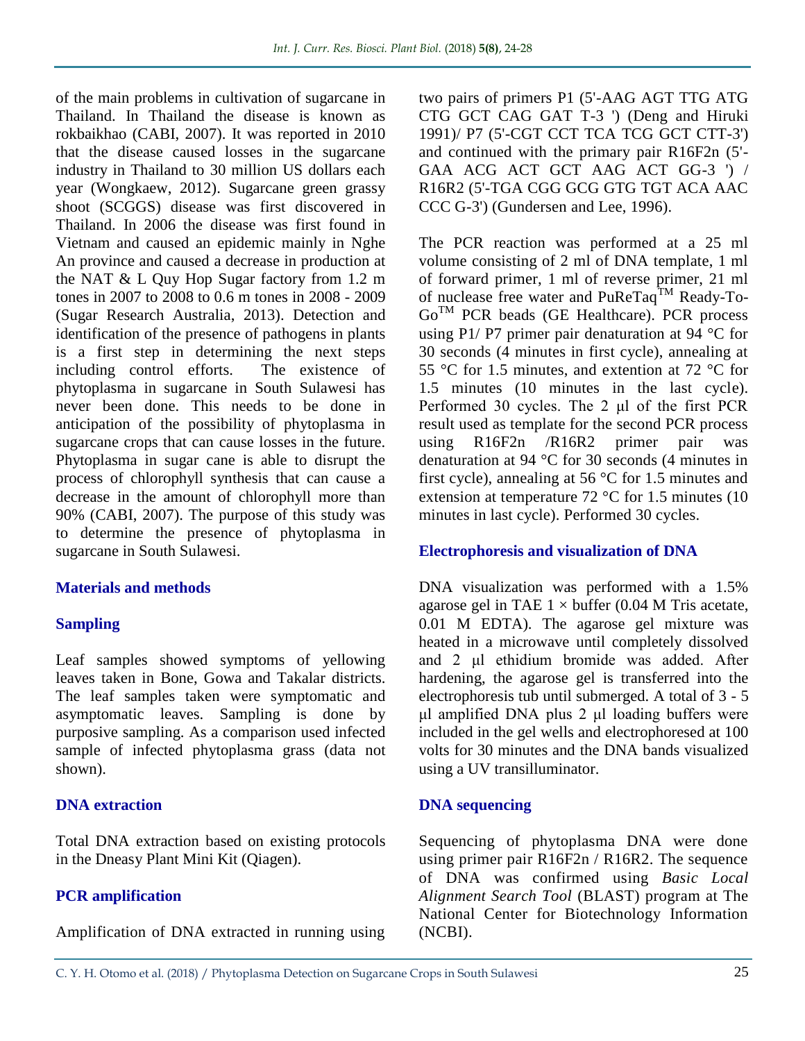of the main problems in cultivation of sugarcane in Thailand. In Thailand the disease is known as rokbaikhao (CABI, 2007). It was reported in 2010 that the disease caused losses in the sugarcane industry in Thailand to 30 million US dollars each year (Wongkaew, 2012). Sugarcane green grassy shoot (SCGGS) disease was first discovered in Thailand. In 2006 the disease was first found in Vietnam and caused an epidemic mainly in Nghe An province and caused a decrease in production at the NAT & L Quy Hop Sugar factory from 1.2 m tones in 2007 to 2008 to 0.6 m tones in 2008 - 2009 (Sugar Research Australia, 2013). Detection and identification of the presence of pathogens in plants is a first step in determining the next steps including control efforts. The existence of phytoplasma in sugarcane in South Sulawesi has never been done. This needs to be done in anticipation of the possibility of phytoplasma in sugarcane crops that can cause losses in the future. Phytoplasma in sugar cane is able to disrupt the process of chlorophyll synthesis that can cause a decrease in the amount of chlorophyll more than 90% (CABI, 2007). The purpose of this study was to determine the presence of phytoplasma in sugarcane in South Sulawesi.

## Materials and methods

### Sampling

Leaf samples showed symptoms of yellowing leaves taken in Bone, Gowa and Takalar districts. The leaf samples taken were symptomatic and asymptomatic leaves. Sampling is done by purposive sampling. As a comparison used infected sample of infected phytoplasma grass (data not shown).

### DNA extraction

Total DNA extraction based on existing protocols in the Dneasy Plant Mini Kit (Qiagen).

### PCR amplification

Amplification of DNA extracted in running using two pairs of primers P1 (5'-AAG AGT TTG ATG CTG GCT CAG GAT T-3 ') (Deng and Hiruki 1991)/ P7 (5'-CGT CCT TCA TCG GCT CTT-3') and continued with the primary pair R16F2n (5'-GAA ACG ACT GCT AAG ACT GG-3 ') / R16R2 (5'-TGA CGG GCG GTG TGT ACA AAC CCC G-3') (Gundersen and Lee, 1996).

The PCR reaction was performed at a 25 ml volume consisting of 2 ml of DNA template, 1 ml of forward primer, 1 ml of reverse primer, 21 ml of nuclease free water and PuReTaq™ Ready-To-Go™ PCR beads (GE Healthcare). PCR process using P1/ P7 primer pair denaturation at 94 °C for 30 seconds (4 minutes in first cycle), annealing at 55 °C for 1.5 minutes, and extention at 72 °C for 1.5 minutes (10 minutes in the last cycle). Performed 30 cycles. The 2 μl of the first PCR result used as template for the second PCR process using R16F2n /R16R2 primer pair was denaturation at 94 °C for 30 seconds (4 minutes in first cycle), annealing at 56 °C for 1.5 minutes and extension at temperature 72 °C for 1.5 minutes (10 minutes in last cycle). Performed 30 cycles.

### Electrophoresis and visualization of DNA

DNA visualization was performed with a 1.5% agarose gel in TAE 1 × buffer (0.04 M Tris acetate, 0.01 M EDTA). The agarose gel mixture was heated in a microwave until completely dissolved and 2 μl ethidium bromide was added. After hardening, the agarose gel is transferred into the electrophoresis tub until submerged. A total of 3 - 5 μl amplified DNA plus 2 μl loading buffers were included in the gel wells and electrophoresed at 100 volts for 30 minutes and the DNA bands visualized using a UV transilluminator.

### DNA sequencing

Sequencing of phytoplasma DNA were done using primer pair R16F2n / R16R2. The sequence of DNA was confirmed using *Basic Local Alignment Search Tool* (BLAST) program at The National Center for Biotechnology Information (NCBI).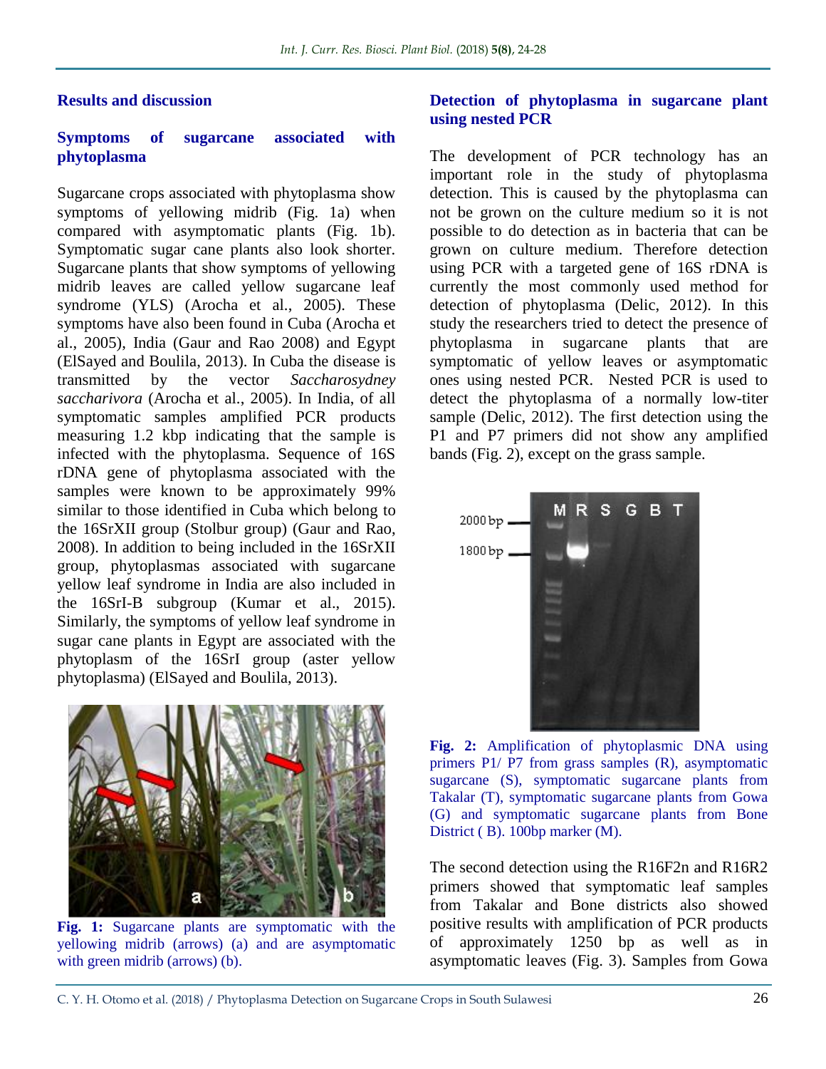## Results and discussion

### Symptoms of sugarcane associated with phytoplasma

Sugarcane crops associated with phytoplasma show symptoms of yellowing midrib (Fig. 1a) when compared with asymptomatic plants (Fig. 1b). Symptomatic sugar cane plants also look shorter. Sugarcane plants that show symptoms of yellowing midrib leaves are called yellow sugarcane leaf syndrome (YLS) (Arocha et al., 2005). These symptoms have also been found in Cuba (Arocha et al., 2005), India (Gaur and Rao 2008) and Egypt (ElSayed and Boulila, 2013). In Cuba the disease is transmitted by the vector *Saccharosydney saccharivora* (Arocha et al., 2005). In India, of all symptomatic samples amplified PCR products measuring 1.2 kbp indicating that the sample is infected with the phytoplasma. Sequence of 16S rDNA gene of phytoplasma associated with the samples were known to be approximately 99% similar to those identified in Cuba which belong to the 16SrXII group (Stolbur group) (Gaur and Rao, 2008). In addition to being included in the 16SrXII group, phytoplasmas associated with sugarcane yellow leaf syndrome in India are also included in the 16SrI-B subgroup (Kumar et al., 2015). Similarly, the symptoms of yellow leaf syndrome in sugar cane plants in Egypt are associated with the phytoplasm of the 16SrI group (aster yellow phytoplasma) (ElSayed and Boulila, 2013).

**Fig. 1:** Sugarcane plants are symptomatic with the yellowing midrib (arrows) (a) and are asymptomatic with green midrib (arrows) (b).

### Detection of phytoplasma in sugarcane plant using nested PCR

The development of PCR technology has an important role in the study of phytoplasma detection. This is caused by the phytoplasma can not be grown on the culture medium so it is not possible to do detection as in bacteria that can be grown on culture medium. Therefore detection using PCR with a targeted gene of 16S rDNA is currently the most commonly used method for detection of phytoplasma (Delic, 2012). In this study the researchers tried to detect the presence of phytoplasma in sugarcane plants that are symptomatic of yellow leaves or asymptomatic ones using nested PCR. Nested PCR is used to detect the phytoplasma of a normally low-titer sample (Delic, 2012). The first detection using the P1 and P7 primers did not show any amplified bands (Fig. 2), except on the grass sample.

**Fig. 2:** Amplification of phytoplasmic DNA using primers P1/ P7 from grass samples (R), asymptomatic sugarcane (S), symptomatic sugarcane plants from Takalar (T), symptomatic sugarcane plants from Gowa (G) and symptomatic sugarcane plants from Bone District ( B). 100bp marker (M).

The second detection using the R16F2n and R16R2 primers showed that symptomatic leaf samples from Takalar and Bone districts also showed positive results with amplification of PCR products of approximately 1250 bp as well as in asymptomatic leaves (Fig. 3). Samples from Gowa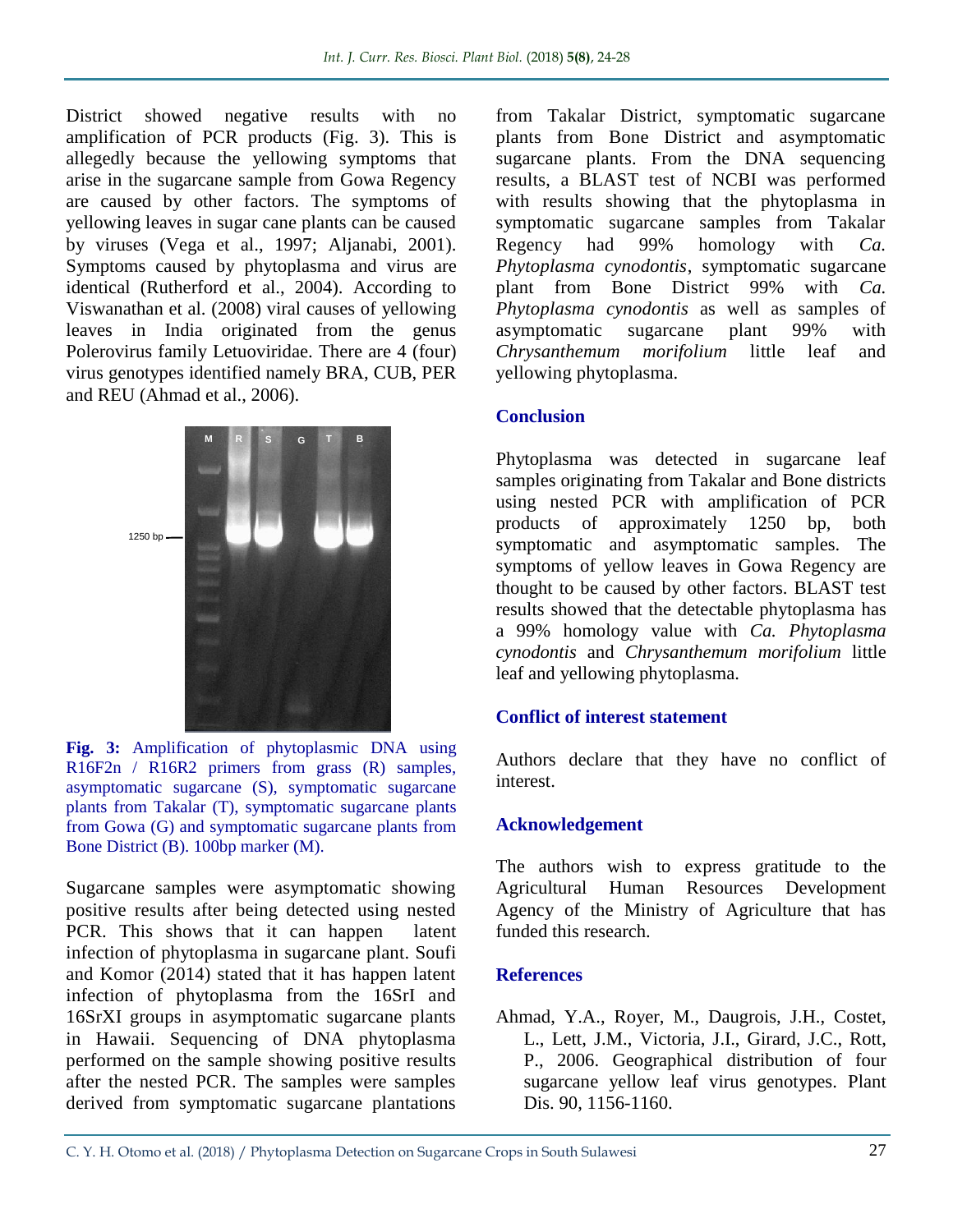District showed negative results with no amplification of PCR products (Fig. 3). This is allegedly because the yellowing symptoms that arise in the sugarcane sample from Gowa Regency are caused by other factors. The symptoms of yellowing leaves in sugar cane plants can be caused by viruses (Vega et al., 1997; Aljanabi, 2001). Symptoms caused by phytoplasma and virus are identical (Rutherford et al., 2004). According to Viswanathan et al. (2008) viral causes of yellowing leaves in India originated from the genus Polerovirus family Letuoviridae. There are 4 (four) virus genotypes identified namely BRA, CUB, PER and REU (Ahmad et al., 2006).

**Fig. 3:** Amplification of phytoplasmic DNA using R16F2n / R16R2 primers from grass (R) samples, asymptomatic sugarcane (S), symptomatic sugarcane plants from Takalar (T), symptomatic sugarcane plants from Gowa (G) and symptomatic sugarcane plants from Bone District (B). 100bp marker (M).

Sugarcane samples were asymptomatic showing positive results after being detected using nested PCR. This shows that it can happen latent infection of phytoplasma in sugarcane plant. Soufi and Komor (2014) stated that it has happen latent infection of phytoplasma from the 16SrI and 16SrXI groups in asymptomatic sugarcane plants in Hawaii. Sequencing of DNA phytoplasma performed on the sample showing positive results after the nested PCR. The samples were samples derived from symptomatic sugarcane plantations from Takalar District, symptomatic sugarcane plants from Bone District and asymptomatic sugarcane plants. From the DNA sequencing results, a BLAST test of NCBI was performed with results showing that the phytoplasma in symptomatic sugarcane samples from Takalar Regency had 99% homology with *Ca. Phytoplasma cynodontis*, symptomatic sugarcane plant from Bone District 99% with *Ca. Phytoplasma cynodontis* as well as samples of asymptomatic sugarcane plant 99% with *Chrysanthemum morifolium* little leaf and yellowing phytoplasma.

## Conclusion

Phytoplasma was detected in sugarcane leaf samples originating from Takalar and Bone districts using nested PCR with amplification of PCR products of approximately 1250 bp, both symptomatic and asymptomatic samples. The symptoms of yellow leaves in Gowa Regency are thought to be caused by other factors. BLAST test results showed that the detectable phytoplasma has a 99% homology value with *Ca. Phytoplasma cynodontis* and *Chrysanthemum morifolium* little leaf and yellowing phytoplasma.

## Conflict of interest statement

Authors declare that they have no conflict of interest.

## Acknowledgement

The authors wish to express gratitude to the Agricultural Human Resources Development Agency of the Ministry of Agriculture that has funded this research.

## References

Ahmad, Y.A., Royer, M., Daugrois, J.H., Costet, L., Lett, J.M., Victoria, J.I., Girard, J.C., Rott, P., 2006. Geographical distribution of four sugarcane yellow leaf virus genotypes. Plant Dis. 90, 1156-1160.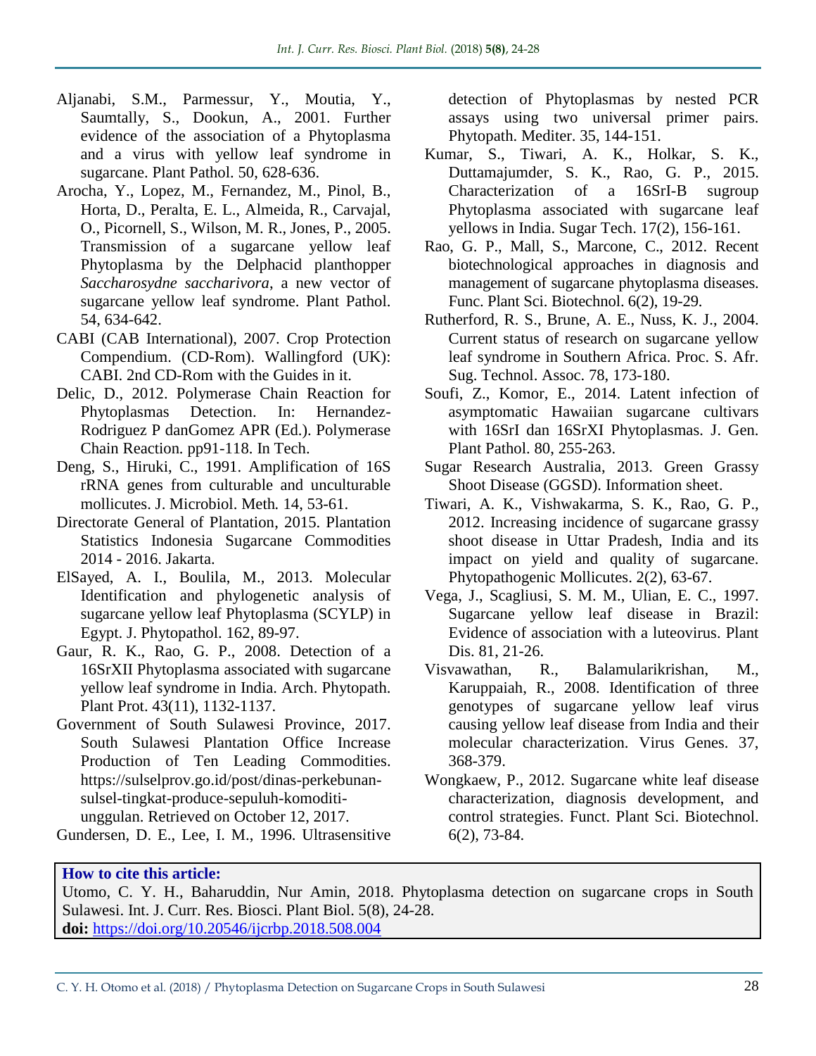Aljanabi, S.M., Parmessur, Y., Moutia, Y., Saumtally, S., Dookun, A., 2001. Further evidence of the association of a Phytoplasma and a virus with yellow leaf syndrome in sugarcane. Plant Pathol. 50, 628-636.

Arocha, Y., Lopez, M., Fernandez, M., Pinol, B., Horta, D., Peralta, E. L., Almeida, R., Carvajal, O., Picornell, S., Wilson, M. R., Jones, P., 2005. Transmission of a sugarcane yellow leaf Phytoplasma by the Delphacid planthopper *Saccharosydne saccharivora*, a new vector of sugarcane yellow leaf syndrome. Plant Pathol. 54, 634-642.

CABI (CAB International), 2007. Crop Protection Compendium. (CD-Rom). Wallingford (UK): CABI. 2nd CD-Rom with the Guides in it.

Delic, D., 2012. Polymerase Chain Reaction for Phytoplasmas Detection. In: Hernandez-Rodriguez P danGomez APR (Ed.). Polymerase Chain Reaction. pp91-118. In Tech.

Deng, S., Hiruki, C., 1991. Amplification of 16S rRNA genes from culturable and unculturable mollicutes. J. Microbiol. Meth. 14, 53-61.

Directorate General of Plantation, 2015. Plantation Statistics Indonesia Sugarcane Commodities 2014 - 2016. Jakarta.

ElSayed, A. I., Boulila, M., 2013. Molecular Identification and phylogenetic analysis of sugarcane yellow leaf Phytoplasma (SCYLP) in Egypt. J. Phytopathol. 162, 89-97.

Gaur, R. K., Rao, G. P., 2008. Detection of a 16SrXII Phytoplasma associated with sugarcane yellow leaf syndrome in India. Arch. Phytopath. Plant Prot. 43(11), 1132-1137.

Government of South Sulawesi Province, 2017. South Sulawesi Plantation Office Increase Production of Ten Leading Commodities. https://sulselprov.go.id/post/dinas-perkebunan-sulsel-tingkat-produce-sepuluh-komoditi-unggulan. Retrieved on October 12, 2017.

Gundersen, D. E., Lee, I. M., 1996. Ultrasensitive detection of Phytoplasmas by nested PCR assays using two universal primer pairs. Phytopath. Mediter. 35, 144-151.

Kumar, S., Tiwari, A. K., Holkar, S. K., Duttamajumder, S. K., Rao, G. P., 2015. Characterization of a 16SrI-B sugroup Phytoplasma associated with sugarcane leaf yellows in India. Sugar Tech. 17(2), 156-161.

Rao, G. P., Mall, S., Marcone, C., 2012. Recent biotechnological approaches in diagnosis and management of sugarcane phytoplasma diseases. Func. Plant Sci. Biotechnol. 6(2), 19-29.

Rutherford, R. S., Brune, A. E., Nuss, K. J., 2004. Current status of research on sugarcane yellow leaf syndrome in Southern Africa. Proc. S. Afr. Sug. Technol. Assoc. 78, 173-180.

Soufi, Z., Komor, E., 2014. Latent infection of asymptomatic Hawaiian sugarcane cultivars with 16SrI dan 16SrXI Phytoplasmas. J. Gen. Plant Pathol. 80, 255-263.

Sugar Research Australia, 2013. Green Grassy Shoot Disease (GGSD). Information sheet.

Tiwari, A. K., Vishwakarma, S. K., Rao, G. P., 2012. Increasing incidence of sugarcane grassy shoot disease in Uttar Pradesh, India and its impact on yield and quality of sugarcane. Phytopathogenic Mollicutes. 2(2), 63-67.

Vega, J., Scagliusi, S. M. M., Ulian, E. C., 1997. Sugarcane yellow leaf disease in Brazil: Evidence of association with a luteovirus. Plant Dis. 81, 21-26.

Visvawathan, R., Balamularikrishan, M., Karuppaiah, R., 2008. Identification of three genotypes of sugarcane yellow leaf virus causing yellow leaf disease from India and their molecular characterization. Virus Genes. 37, 368-379.

Wongkaew, P., 2012. Sugarcane white leaf disease characterization, diagnosis development, and control strategies. Funct. Plant Sci. Biotechnol. 6(2), 73-84.

**How to cite this article:**
Utomo, C. Y. H., Baharuddin, Nur Amin, 2018. Phytoplasma detection on sugarcane crops in South Sulawesi. Int. J. Curr. Res. Biosci. Plant Biol. 5(8), 24-28.
**doi:** https://doi.org/10.20546/ijcrbp.2018.508.004